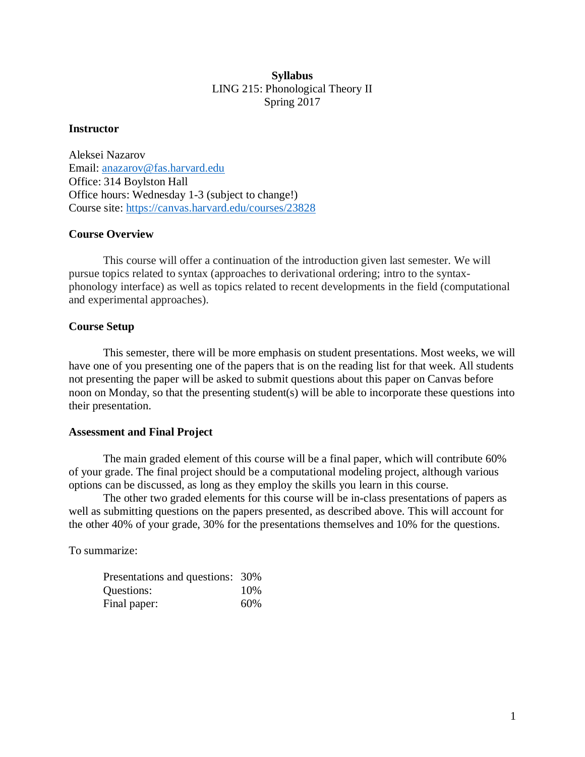**Syllabus**

LING 215: Phonological Theory II

Spring 2017

### Instructor

Aleksei Nazarov
Email: anazarov@fas.harvard.edu
Office: 314 Boylston Hall
Office hours: Wednesday 1-3 (subject to change!)
Course site: https://canvas.harvard.edu/courses/23828

### Course Overview

This course will offer a continuation of the introduction given last semester. We will pursue topics related to syntax (approaches to derivational ordering; intro to the syntax-phonology interface) as well as topics related to recent developments in the field (computational and experimental approaches).

### Course Setup

This semester, there will be more emphasis on student presentations. Most weeks, we will have one of you presenting one of the papers that is on the reading list for that week. All students not presenting the paper will be asked to submit questions about this paper on Canvas before noon on Monday, so that the presenting student(s) will be able to incorporate these questions into their presentation.

### Assessment and Final Project

The main graded element of this course will be a final paper, which will contribute 60% of your grade. The final project should be a computational modeling project, although various options can be discussed, as long as they employ the skills you learn in this course.

The other two graded elements for this course will be in-class presentations of papers as well as submitting questions on the papers presented, as described above. This will account for the other 40% of your grade, 30% for the presentations themselves and 10% for the questions.

To summarize:

| | |
|---|---|
| Presentations and questions: | 30% |
| Questions: | 10% |
| Final paper: | 60% |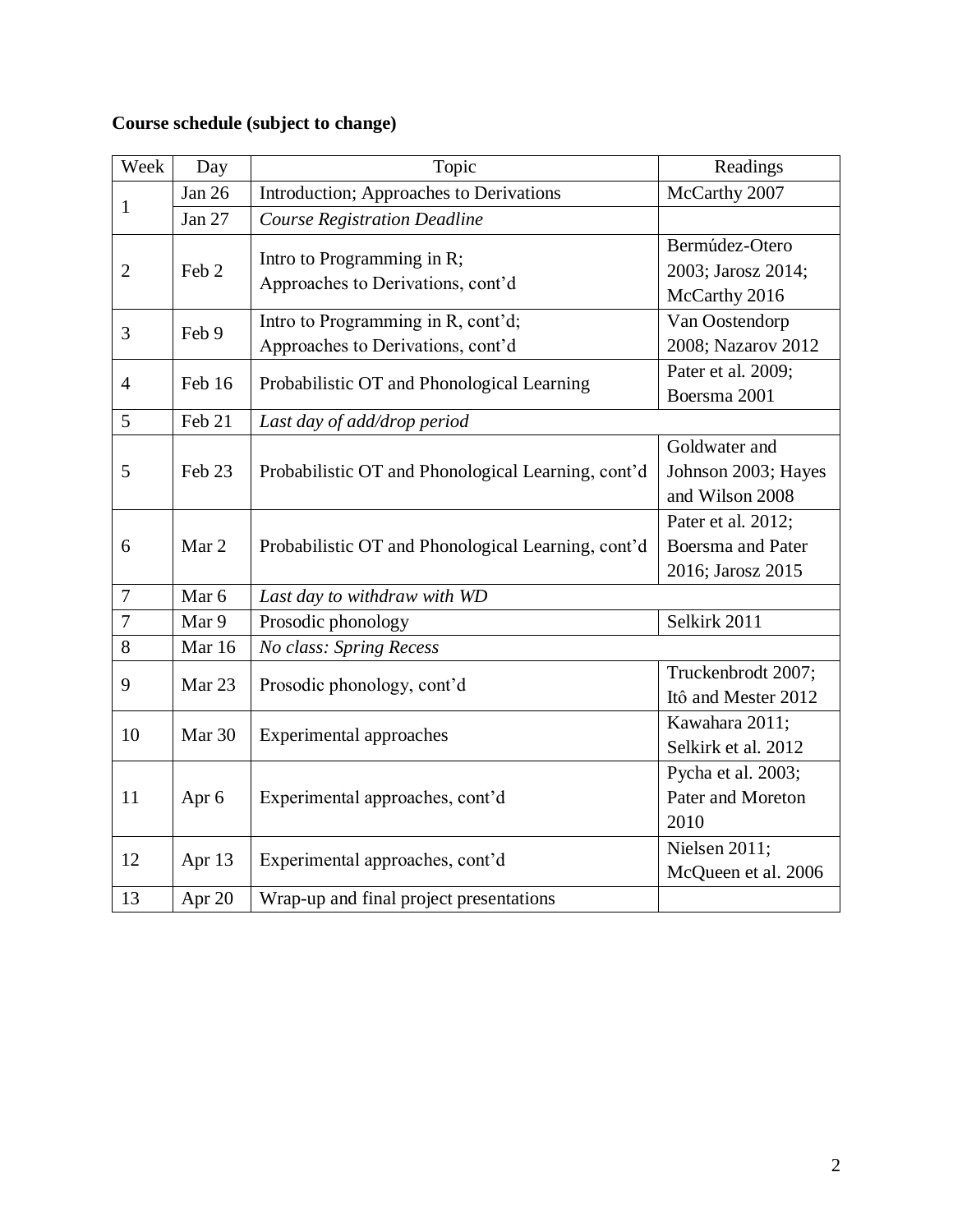**Course schedule (subject to change)**

| Week | Day | Topic | Readings |
|---|---|---|---|
| 1 | Jan 26 | Introduction; Approaches to Derivations | McCarthy 2007 |
| | Jan 27 | *Course Registration Deadline* | |
| 2 | Feb 2 | Intro to Programming in R; Approaches to Derivations, cont'd | Bermúdez-Otero 2003; Jarosz 2014; McCarthy 2016 |
| 3 | Feb 9 | Intro to Programming in R, cont'd; Approaches to Derivations, cont'd | Van Oostendorp 2008; Nazarov 2012 |
| 4 | Feb 16 | Probabilistic OT and Phonological Learning | Pater et al. 2009; Boersma 2001 |
| 5 | Feb 21 | *Last day of add/drop period* | |
| 5 | Feb 23 | Probabilistic OT and Phonological Learning, cont'd | Goldwater and Johnson 2003; Hayes and Wilson 2008 |
| 6 | Mar 2 | Probabilistic OT and Phonological Learning, cont'd | Pater et al. 2012; Boersma and Pater 2016; Jarosz 2015 |
| 7 | Mar 6 | *Last day to withdraw with WD* | |
| 7 | Mar 9 | Prosodic phonology | Selkirk 2011 |
| 8 | Mar 16 | *No class: Spring Recess* | |
| 9 | Mar 23 | Prosodic phonology, cont'd | Truckenbrodt 2007; Itô and Mester 2012 |
| 10 | Mar 30 | Experimental approaches | Kawahara 2011; Selkirk et al. 2012 |
| 11 | Apr 6 | Experimental approaches, cont'd | Pycha et al. 2003; Pater and Moreton 2010 |
| 12 | Apr 13 | Experimental approaches, cont'd | Nielsen 2011; McQueen et al. 2006 |
| 13 | Apr 20 | Wrap-up and final project presentations | |